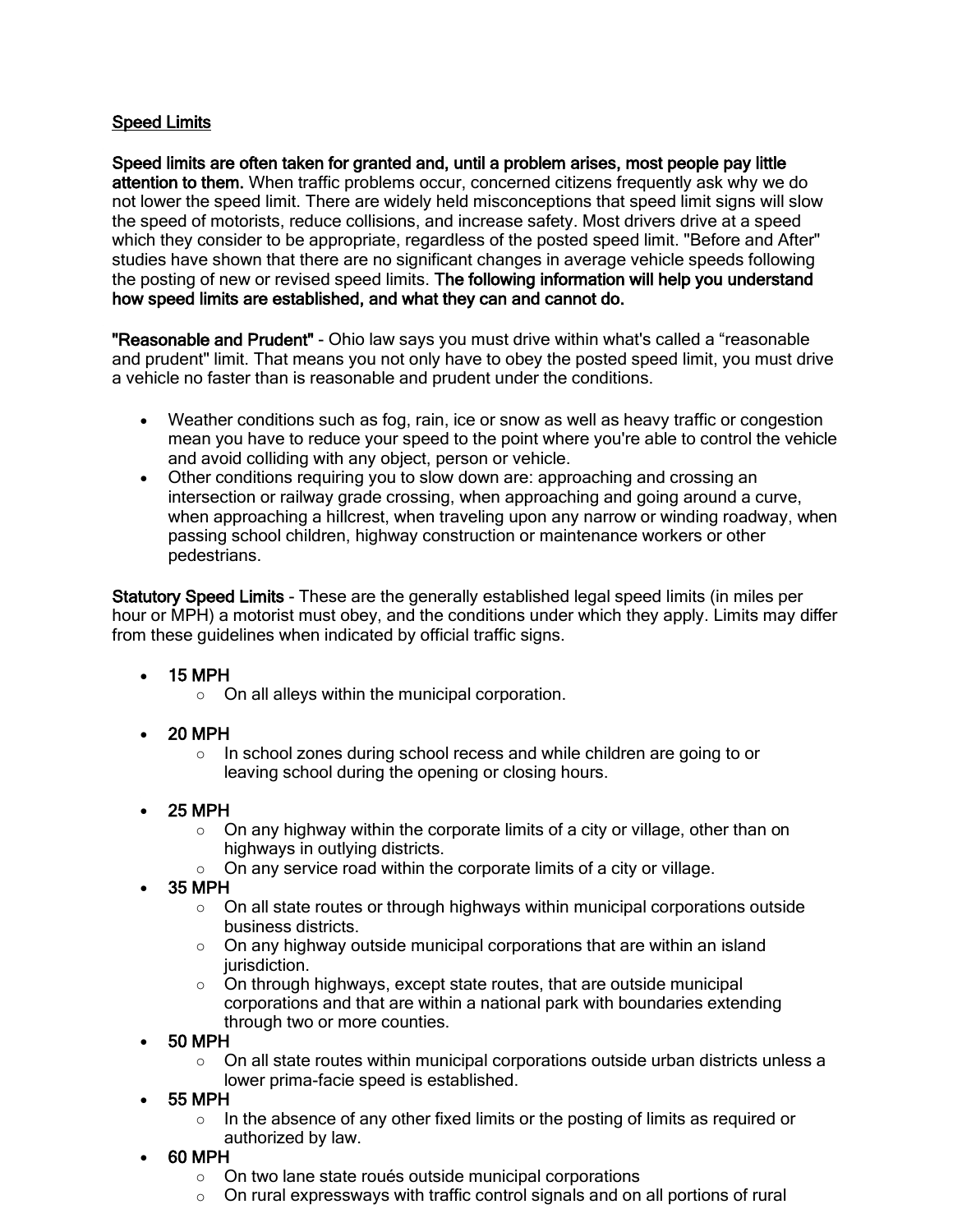## Speed Limits

**Speed limits are often taken for granted and, until a problem arises, most people pay little attention to them.** When traffic problems occur, concerned citizens frequently ask why we do not lower the speed limit. There are widely held misconceptions that speed limit signs will slow the speed of motorists, reduce collisions, and increase safety. Most drivers drive at a speed which they consider to be appropriate, regardless of the posted speed limit. "Before and After" studies have shown that there are no significant changes in average vehicle speeds following the posting of new or revised speed limits. **The following information will help you understand how speed limits are established, and what they can and cannot do.**

**"Reasonable and Prudent"** - Ohio law says you must drive within what's called a "reasonable and prudent" limit. That means you not only have to obey the posted speed limit, you must drive a vehicle no faster than is reasonable and prudent under the conditions.

- Weather conditions such as fog, rain, ice or snow as well as heavy traffic or congestion mean you have to reduce your speed to the point where you're able to control the vehicle and avoid colliding with any object, person or vehicle.
- Other conditions requiring you to slow down are: approaching and crossing an intersection or railway grade crossing, when approaching and going around a curve, when approaching a hillcrest, when traveling upon any narrow or winding roadway, when passing school children, highway construction or maintenance workers or other pedestrians.

**Statutory Speed Limits** - These are the generally established legal speed limits (in miles per hour or MPH) a motorist must obey, and the conditions under which they apply. Limits may differ from these guidelines when indicated by official traffic signs.

- **15 MPH**
  - On all alleys within the municipal corporation.
- **20 MPH**
  - In school zones during school recess and while children are going to or leaving school during the opening or closing hours.
- **25 MPH**
  - On any highway within the corporate limits of a city or village, other than on highways in outlying districts.
  - On any service road within the corporate limits of a city or village.
- **35 MPH**
  - On all state routes or through highways within municipal corporations outside business districts.
  - On any highway outside municipal corporations that are within an island jurisdiction.
  - On through highways, except state routes, that are outside municipal corporations and that are within a national park with boundaries extending through two or more counties.
- **50 MPH**
  - On all state routes within municipal corporations outside urban districts unless a lower prima-facie speed is established.
- **55 MPH**
  - In the absence of any other fixed limits or the posting of limits as required or authorized by law.
- **60 MPH**
  - On two lane state roués outside municipal corporations
  - On rural expressways with traffic control signals and on all portions of rural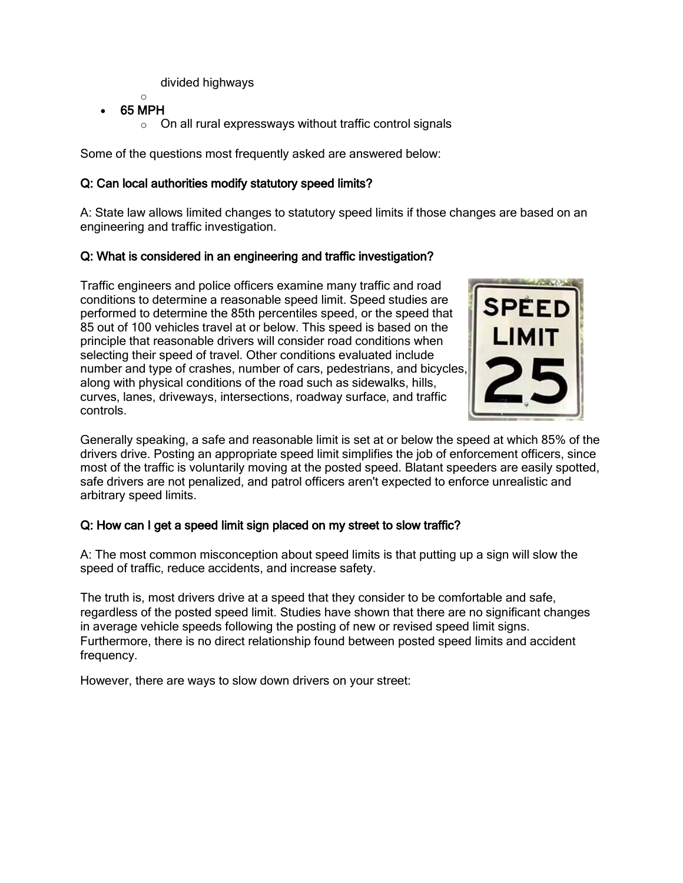- divided highways

- 65 MPH
  - On all rural expressways without traffic control signals

Some of the questions most frequently asked are answered below:

**Q: Can local authorities modify statutory speed limits?**

A: State law allows limited changes to statutory speed limits if those changes are based on an engineering and traffic investigation.

**Q: What is considered in an engineering and traffic investigation?**

Traffic engineers and police officers examine many traffic and road conditions to determine a reasonable speed limit. Speed studies are performed to determine the 85th percentiles speed, or the speed that 85 out of 100 vehicles travel at or below. This speed is based on the principle that reasonable drivers will consider road conditions when selecting their speed of travel. Other conditions evaluated include number and type of crashes, number of cars, pedestrians, and bicycles, along with physical conditions of the road such as sidewalks, hills, curves, lanes, driveways, intersections, roadway surface, and traffic controls.

Generally speaking, a safe and reasonable limit is set at or below the speed at which 85% of the drivers drive. Posting an appropriate speed limit simplifies the job of enforcement officers, since most of the traffic is voluntarily moving at the posted speed. Blatant speeders are easily spotted, safe drivers are not penalized, and patrol officers aren't expected to enforce unrealistic and arbitrary speed limits.

**Q: How can I get a speed limit sign placed on my street to slow traffic?**

A: The most common misconception about speed limits is that putting up a sign will slow the speed of traffic, reduce accidents, and increase safety.

The truth is, most drivers drive at a speed that they consider to be comfortable and safe, regardless of the posted speed limit. Studies have shown that there are no significant changes in average vehicle speeds following the posting of new or revised speed limit signs. Furthermore, there is no direct relationship found between posted speed limits and accident frequency.

However, there are ways to slow down drivers on your street: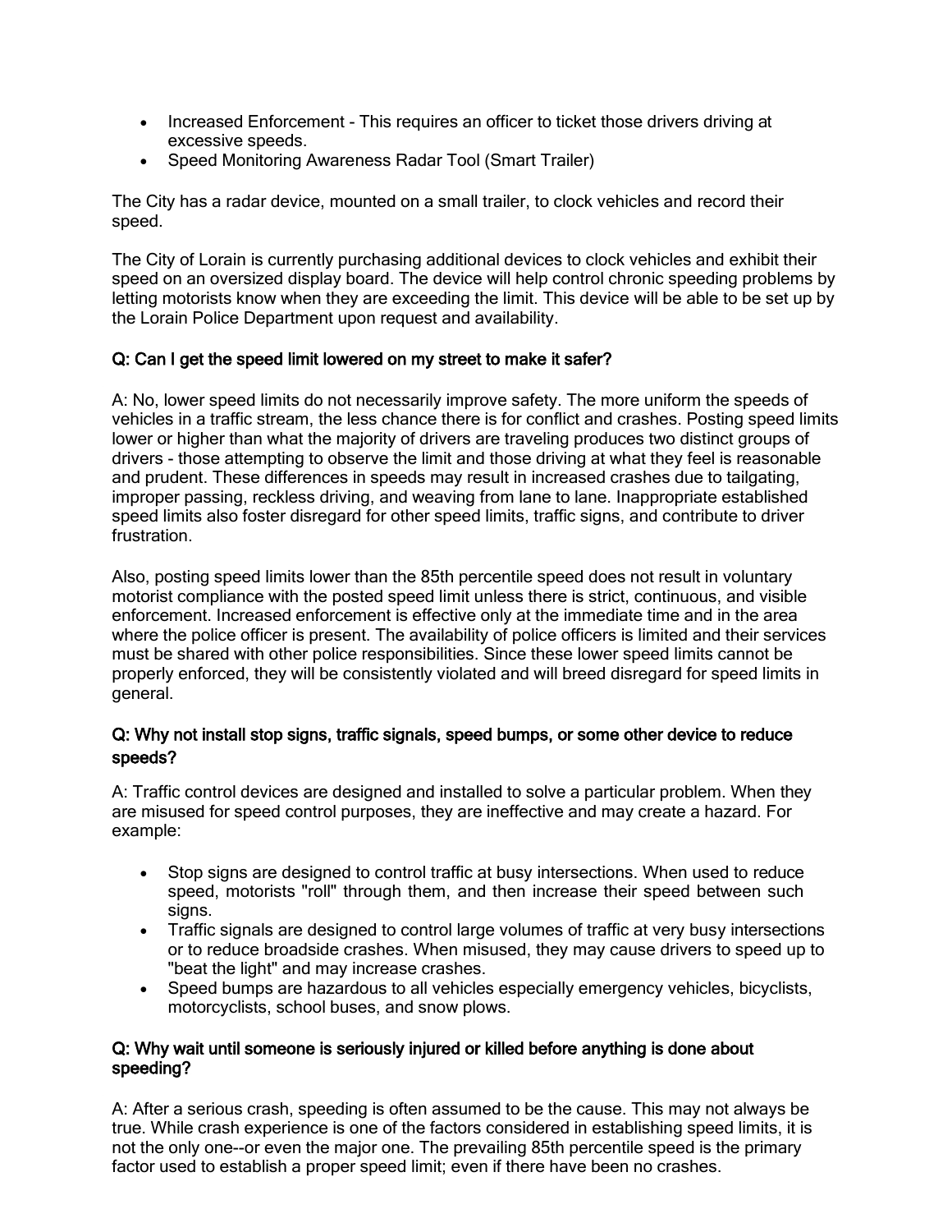- Increased Enforcement - This requires an officer to ticket those drivers driving at excessive speeds.
- Speed Monitoring Awareness Radar Tool (Smart Trailer)

The City has a radar device, mounted on a small trailer, to clock vehicles and record their speed.

The City of Lorain is currently purchasing additional devices to clock vehicles and exhibit their speed on an oversized display board. The device will help control chronic speeding problems by letting motorists know when they are exceeding the limit. This device will be able to be set up by the Lorain Police Department upon request and availability.

### Q: Can I get the speed limit lowered on my street to make it safer?

A: No, lower speed limits do not necessarily improve safety. The more uniform the speeds of vehicles in a traffic stream, the less chance there is for conflict and crashes. Posting speed limits lower or higher than what the majority of drivers are traveling produces two distinct groups of drivers - those attempting to observe the limit and those driving at what they feel is reasonable and prudent. These differences in speeds may result in increased crashes due to tailgating, improper passing, reckless driving, and weaving from lane to lane. Inappropriate established speed limits also foster disregard for other speed limits, traffic signs, and contribute to driver frustration.

Also, posting speed limits lower than the 85th percentile speed does not result in voluntary motorist compliance with the posted speed limit unless there is strict, continuous, and visible enforcement. Increased enforcement is effective only at the immediate time and in the area where the police officer is present. The availability of police officers is limited and their services must be shared with other police responsibilities. Since these lower speed limits cannot be properly enforced, they will be consistently violated and will breed disregard for speed limits in general.

### Q: Why not install stop signs, traffic signals, speed bumps, or some other device to reduce speeds?

A: Traffic control devices are designed and installed to solve a particular problem. When they are misused for speed control purposes, they are ineffective and may create a hazard. For example:

- Stop signs are designed to control traffic at busy intersections. When used to reduce speed, motorists "roll" through them, and then increase their speed between such signs.
- Traffic signals are designed to control large volumes of traffic at very busy intersections or to reduce broadside crashes. When misused, they may cause drivers to speed up to "beat the light" and may increase crashes.
- Speed bumps are hazardous to all vehicles especially emergency vehicles, bicyclists, motorcyclists, school buses, and snow plows.

### Q: Why wait until someone is seriously injured or killed before anything is done about speeding?

A: After a serious crash, speeding is often assumed to be the cause. This may not always be true. While crash experience is one of the factors considered in establishing speed limits, it is not the only one--or even the major one. The prevailing 85th percentile speed is the primary factor used to establish a proper speed limit; even if there have been no crashes.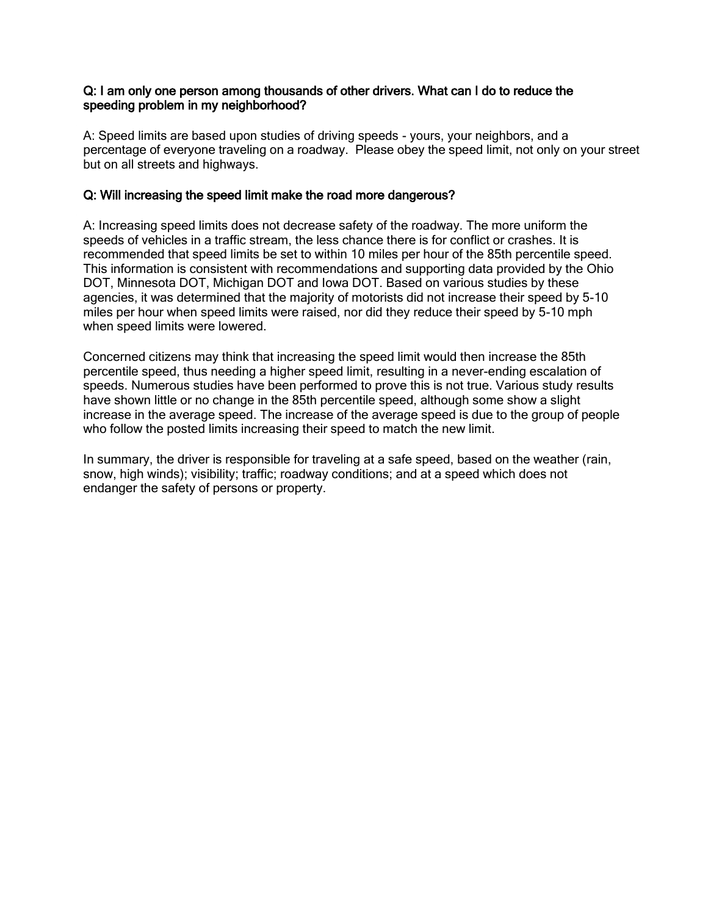**Q: I am only one person among thousands of other drivers. What can I do to reduce the speeding problem in my neighborhood?**

A: Speed limits are based upon studies of driving speeds - yours, your neighbors, and a percentage of everyone traveling on a roadway. Please obey the speed limit, not only on your street but on all streets and highways.

**Q: Will increasing the speed limit make the road more dangerous?**

A: Increasing speed limits does not decrease safety of the roadway. The more uniform the speeds of vehicles in a traffic stream, the less chance there is for conflict or crashes. It is recommended that speed limits be set to within 10 miles per hour of the 85th percentile speed. This information is consistent with recommendations and supporting data provided by the Ohio DOT, Minnesota DOT, Michigan DOT and Iowa DOT. Based on various studies by these agencies, it was determined that the majority of motorists did not increase their speed by 5-10 miles per hour when speed limits were raised, nor did they reduce their speed by 5-10 mph when speed limits were lowered.

Concerned citizens may think that increasing the speed limit would then increase the 85th percentile speed, thus needing a higher speed limit, resulting in a never-ending escalation of speeds. Numerous studies have been performed to prove this is not true. Various study results have shown little or no change in the 85th percentile speed, although some show a slight increase in the average speed. The increase of the average speed is due to the group of people who follow the posted limits increasing their speed to match the new limit.

In summary, the driver is responsible for traveling at a safe speed, based on the weather (rain, snow, high winds); visibility; traffic; roadway conditions; and at a speed which does not endanger the safety of persons or property.